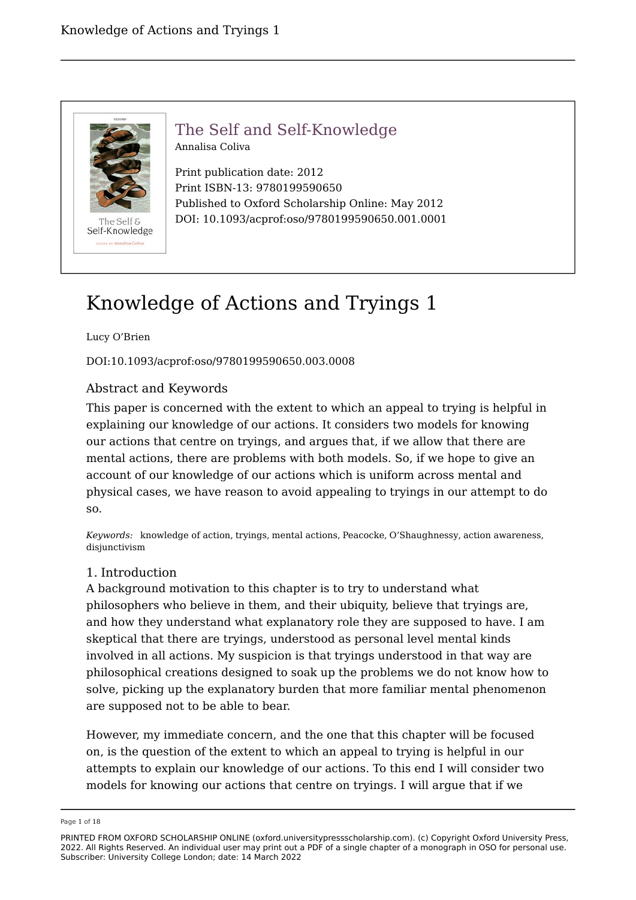# The Self and Self-Knowledge

Annalisa Coliva

Print publication date: 2012
Print ISBN-13: 9780199590650
Published to Oxford Scholarship Online: May 2012
DOI: 10.1093/acprof:oso/9780199590650.001.0001

# Knowledge of Actions and Tryings 1

Lucy O'Brien

DOI:10.1093/acprof:oso/9780199590650.003.0008

## Abstract and Keywords

This paper is concerned with the extent to which an appeal to trying is helpful in explaining our knowledge of our actions. It considers two models for knowing our actions that centre on tryings, and argues that, if we allow that there are mental actions, there are problems with both models. So, if we hope to give an account of our knowledge of our actions which is uniform across mental and physical cases, we have reason to avoid appealing to tryings in our attempt to do so.

*Keywords:* knowledge of action, tryings, mental actions, Peacocke, O'Shaughnessy, action awareness, disjunctivism

## 1. Introduction

A background motivation to this chapter is to try to understand what philosophers who believe in them, and their ubiquity, believe that tryings are, and how they understand what explanatory role they are supposed to have. I am skeptical that there are tryings, understood as personal level mental kinds involved in all actions. My suspicion is that tryings understood in that way are philosophical creations designed to soak up the problems we do not know how to solve, picking up the explanatory burden that more familiar mental phenomenon are supposed not to be able to bear.

However, my immediate concern, and the one that this chapter will be focused on, is the question of the extent to which an appeal to trying is helpful in our attempts to explain our knowledge of our actions. To this end I will consider two models for knowing our actions that centre on tryings. I will argue that if we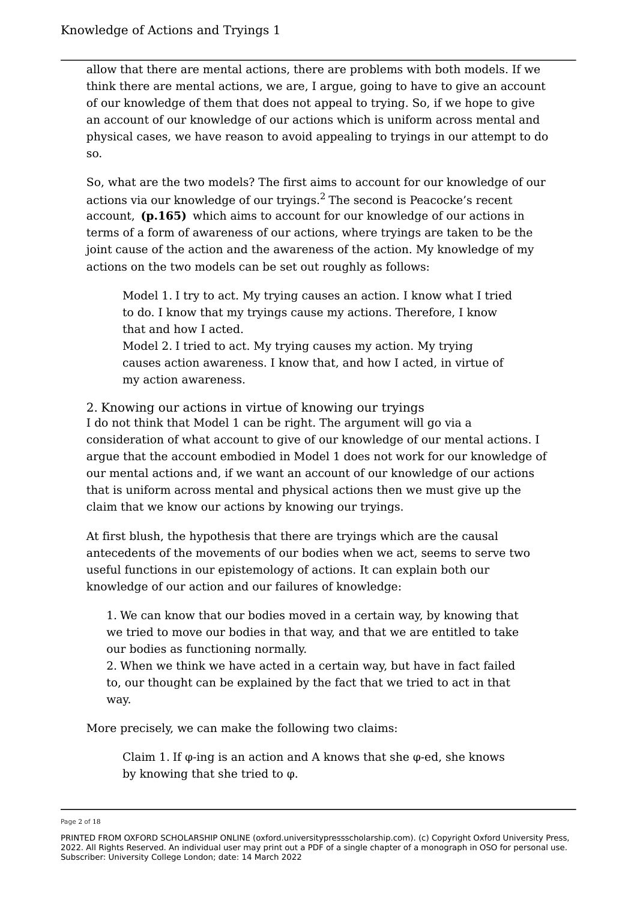allow that there are mental actions, there are problems with both models. If we think there are mental actions, we are, I argue, going to have to give an account of our knowledge of them that does not appeal to trying. So, if we hope to give an account of our knowledge of our actions which is uniform across mental and physical cases, we have reason to avoid appealing to tryings in our attempt to do so.

So, what are the two models? The first aims to account for our knowledge of our actions via our knowledge of our tryings.[2] The second is Peacocke's recent account, **(p.165)** which aims to account for our knowledge of our actions in terms of a form of awareness of our actions, where tryings are taken to be the joint cause of the action and the awareness of the action. My knowledge of my actions on the two models can be set out roughly as follows:

> Model 1. I try to act. My trying causes an action. I know what I tried to do. I know that my tryings cause my actions. Therefore, I know that and how I acted.
> Model 2. I tried to act. My trying causes my action. My trying causes action awareness. I know that, and how I acted, in virtue of my action awareness.

## 2. Knowing our actions in virtue of knowing our tryings

I do not think that Model 1 can be right. The argument will go via a consideration of what account to give of our knowledge of our mental actions. I argue that the account embodied in Model 1 does not work for our knowledge of our mental actions and, if we want an account of our knowledge of our actions that is uniform across mental and physical actions then we must give up the claim that we know our actions by knowing our tryings.

At first blush, the hypothesis that there are tryings which are the causal antecedents of the movements of our bodies when we act, seems to serve two useful functions in our epistemology of actions. It can explain both our knowledge of our action and our failures of knowledge:

> 1. We can know that our bodies moved in a certain way, by knowing that we tried to move our bodies in that way, and that we are entitled to take our bodies as functioning normally.
> 2. When we think we have acted in a certain way, but have in fact failed to, our thought can be explained by the fact that we tried to act in that way.

More precisely, we can make the following two claims:

> Claim 1. If φ-ing is an action and A knows that she φ-ed, she knows by knowing that she tried to φ.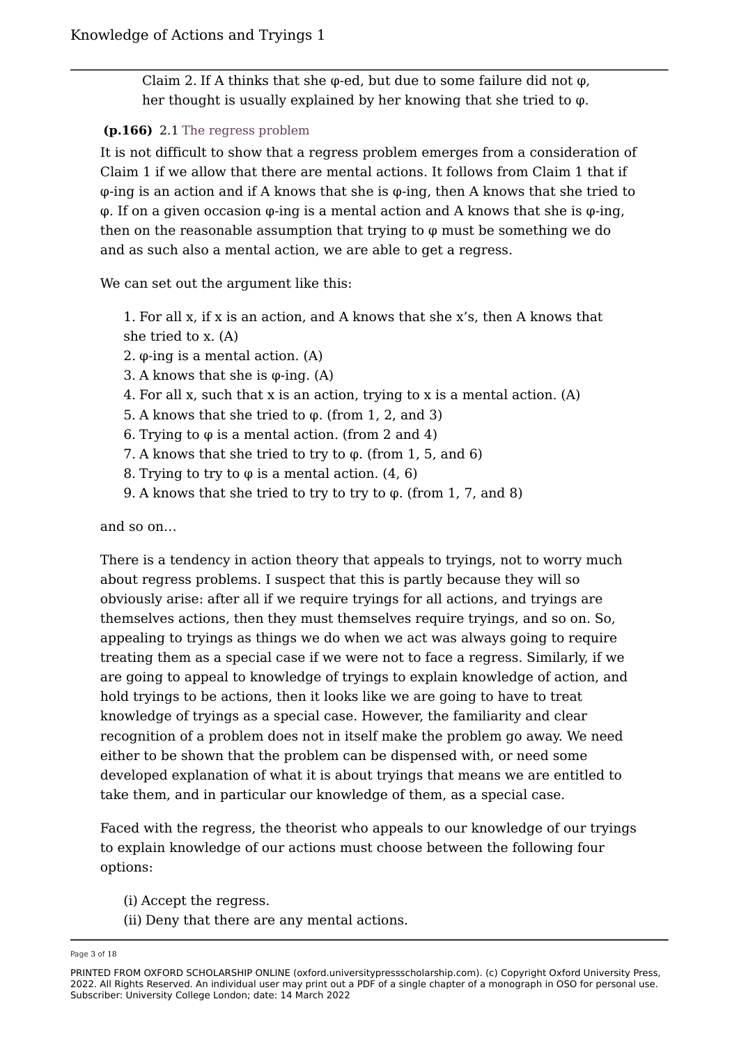Claim 2. If A thinks that she φ-ed, but due to some failure did not φ, her thought is usually explained by her knowing that she tried to φ.

**(p.166)** 2.1 The regress problem

It is not difficult to show that a regress problem emerges from a consideration of Claim 1 if we allow that there are mental actions. It follows from Claim 1 that if φ-ing is an action and if A knows that she is φ-ing, then A knows that she tried to φ. If on a given occasion φ-ing is a mental action and A knows that she is φ-ing, then on the reasonable assumption that trying to φ must be something we do and as such also a mental action, we are able to get a regress.

We can set out the argument like this:

1. For all x, if x is an action, and A knows that she x's, then A knows that she tried to x. (A)
2. φ-ing is a mental action. (A)
3. A knows that she is φ-ing. (A)
4. For all x, such that x is an action, trying to x is a mental action. (A)
5. A knows that she tried to φ. (from 1, 2, and 3)
6. Trying to φ is a mental action. (from 2 and 4)
7. A knows that she tried to try to φ. (from 1, 5, and 6)
8. Trying to try to φ is a mental action. (4, 6)
9. A knows that she tried to try to try to φ. (from 1, 7, and 8)

and so on…

There is a tendency in action theory that appeals to tryings, not to worry much about regress problems. I suspect that this is partly because they will so obviously arise: after all if we require tryings for all actions, and tryings are themselves actions, then they must themselves require tryings, and so on. So, appealing to tryings as things we do when we act was always going to require treating them as a special case if we were not to face a regress. Similarly, if we are going to appeal to knowledge of tryings to explain knowledge of action, and hold tryings to be actions, then it looks like we are going to have to treat knowledge of tryings as a special case. However, the familiarity and clear recognition of a problem does not in itself make the problem go away. We need either to be shown that the problem can be dispensed with, or need some developed explanation of what it is about tryings that means we are entitled to take them, and in particular our knowledge of them, as a special case.

Faced with the regress, the theorist who appeals to our knowledge of our tryings to explain knowledge of our actions must choose between the following four options:

(i) Accept the regress.
(ii) Deny that there are any mental actions.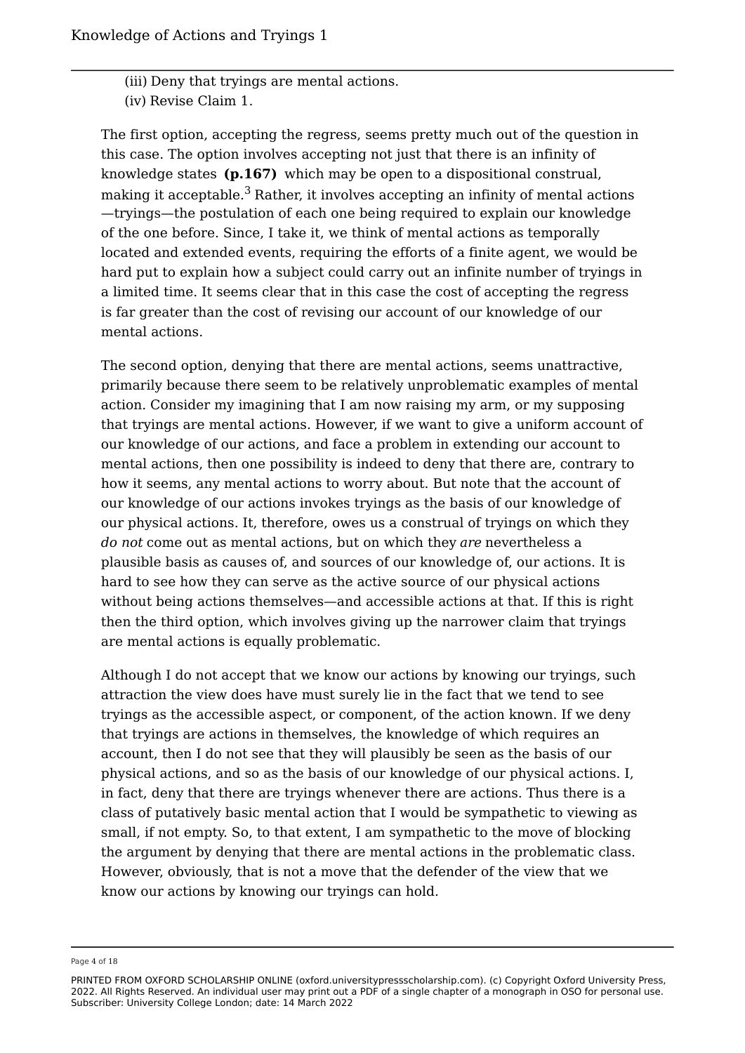(iii) Deny that tryings are mental actions.
(iv) Revise Claim 1.

The first option, accepting the regress, seems pretty much out of the question in this case. The option involves accepting not just that there is an infinity of knowledge states **(p.167)** which may be open to a dispositional construal, making it acceptable.[3] Rather, it involves accepting an infinity of mental actions —tryings—the postulation of each one being required to explain our knowledge of the one before. Since, I take it, we think of mental actions as temporally located and extended events, requiring the efforts of a finite agent, we would be hard put to explain how a subject could carry out an infinite number of tryings in a limited time. It seems clear that in this case the cost of accepting the regress is far greater than the cost of revising our account of our knowledge of our mental actions.

The second option, denying that there are mental actions, seems unattractive, primarily because there seem to be relatively unproblematic examples of mental action. Consider my imagining that I am now raising my arm, or my supposing that tryings are mental actions. However, if we want to give a uniform account of our knowledge of our actions, and face a problem in extending our account to mental actions, then one possibility is indeed to deny that there are, contrary to how it seems, any mental actions to worry about. But note that the account of our knowledge of our actions invokes tryings as the basis of our knowledge of our physical actions. It, therefore, owes us a construal of tryings on which they *do not* come out as mental actions, but on which they *are* nevertheless a plausible basis as causes of, and sources of our knowledge of, our actions. It is hard to see how they can serve as the active source of our physical actions without being actions themselves—and accessible actions at that. If this is right then the third option, which involves giving up the narrower claim that tryings are mental actions is equally problematic.

Although I do not accept that we know our actions by knowing our tryings, such attraction the view does have must surely lie in the fact that we tend to see tryings as the accessible aspect, or component, of the action known. If we deny that tryings are actions in themselves, the knowledge of which requires an account, then I do not see that they will plausibly be seen as the basis of our physical actions, and so as the basis of our knowledge of our physical actions. I, in fact, deny that there are tryings whenever there are actions. Thus there is a class of putatively basic mental action that I would be sympathetic to viewing as small, if not empty. So, to that extent, I am sympathetic to the move of blocking the argument by denying that there are mental actions in the problematic class. However, obviously, that is not a move that the defender of the view that we know our actions by knowing our tryings can hold.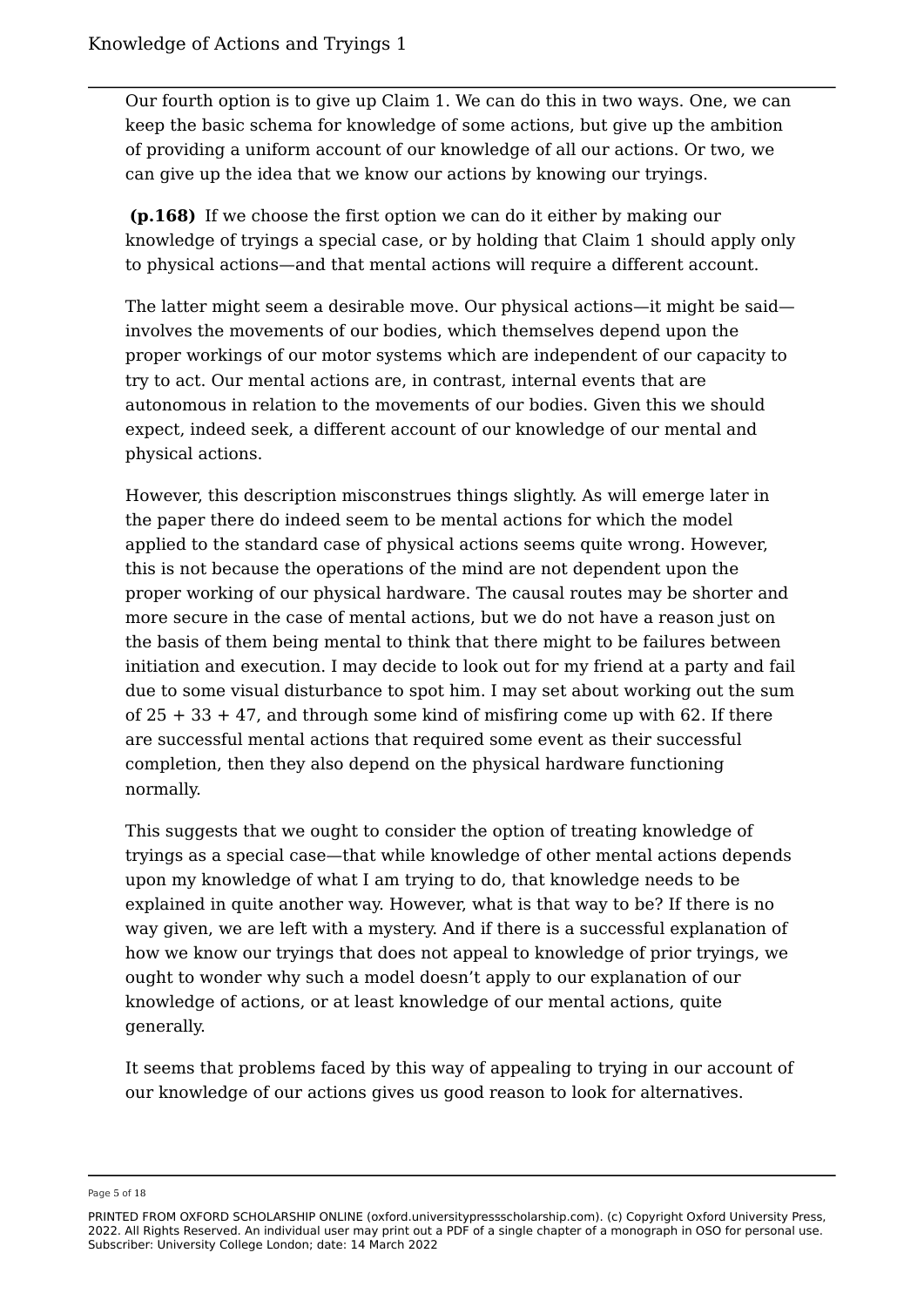Our fourth option is to give up Claim 1. We can do this in two ways. One, we can keep the basic schema for knowledge of some actions, but give up the ambition of providing a uniform account of our knowledge of all our actions. Or two, we can give up the idea that we know our actions by knowing our tryings.

**(p.168)** If we choose the first option we can do it either by making our knowledge of tryings a special case, or by holding that Claim 1 should apply only to physical actions—and that mental actions will require a different account.

The latter might seem a desirable move. Our physical actions—it might be said—involves the movements of our bodies, which themselves depend upon the proper workings of our motor systems which are independent of our capacity to try to act. Our mental actions are, in contrast, internal events that are autonomous in relation to the movements of our bodies. Given this we should expect, indeed seek, a different account of our knowledge of our mental and physical actions.

However, this description misconstrues things slightly. As will emerge later in the paper there do indeed seem to be mental actions for which the model applied to the standard case of physical actions seems quite wrong. However, this is not because the operations of the mind are not dependent upon the proper working of our physical hardware. The causal routes may be shorter and more secure in the case of mental actions, but we do not have a reason just on the basis of them being mental to think that there might to be failures between initiation and execution. I may decide to look out for my friend at a party and fail due to some visual disturbance to spot him. I may set about working out the sum of 25 + 33 + 47, and through some kind of misfiring come up with 62. If there are successful mental actions that required some event as their successful completion, then they also depend on the physical hardware functioning normally.

This suggests that we ought to consider the option of treating knowledge of tryings as a special case—that while knowledge of other mental actions depends upon my knowledge of what I am trying to do, that knowledge needs to be explained in quite another way. However, what is that way to be? If there is no way given, we are left with a mystery. And if there is a successful explanation of how we know our tryings that does not appeal to knowledge of prior tryings, we ought to wonder why such a model doesn't apply to our explanation of our knowledge of actions, or at least knowledge of our mental actions, quite generally.

It seems that problems faced by this way of appealing to trying in our account of our knowledge of our actions gives us good reason to look for alternatives.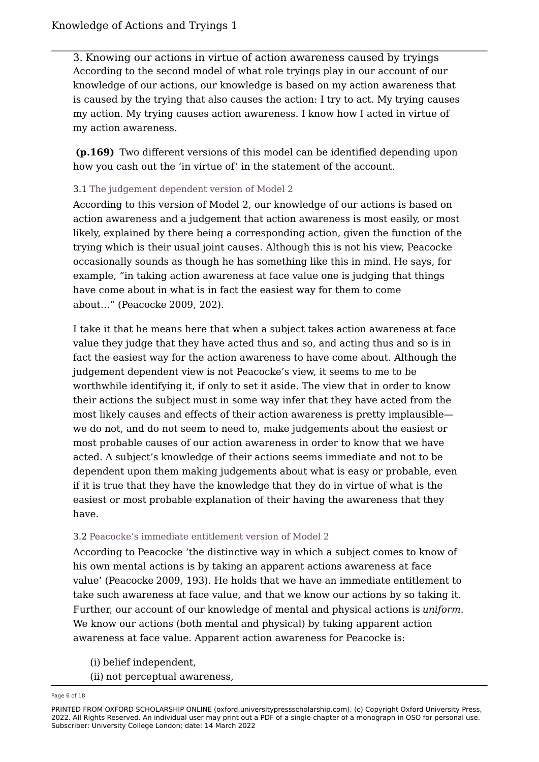## 3. Knowing our actions in virtue of action awareness caused by tryings

According to the second model of what role tryings play in our account of our knowledge of our actions, our knowledge is based on my action awareness that is caused by the trying that also causes the action: I try to act. My trying causes my action. My trying causes action awareness. I know how I acted in virtue of my action awareness.

**(p.169)** Two different versions of this model can be identified depending upon how you cash out the 'in virtue of' in the statement of the account.

### 3.1 The judgement dependent version of Model 2

According to this version of Model 2, our knowledge of our actions is based on action awareness and a judgement that action awareness is most easily, or most likely, explained by there being a corresponding action, given the function of the trying which is their usual joint causes. Although this is not his view, Peacocke occasionally sounds as though he has something like this in mind. He says, for example, "in taking action awareness at face value one is judging that things have come about in what is in fact the easiest way for them to come about…" (Peacocke 2009, 202).

I take it that he means here that when a subject takes action awareness at face value they judge that they have acted thus and so, and acting thus and so is in fact the easiest way for the action awareness to have come about. Although the judgement dependent view is not Peacocke's view, it seems to me to be worthwhile identifying it, if only to set it aside. The view that in order to know their actions the subject must in some way infer that they have acted from the most likely causes and effects of their action awareness is pretty implausible—we do not, and do not seem to need to, make judgements about the easiest or most probable causes of our action awareness in order to know that we have acted. A subject's knowledge of their actions seems immediate and not to be dependent upon them making judgements about what is easy or probable, even if it is true that they have the knowledge that they do in virtue of what is the easiest or most probable explanation of their having the awareness that they have.

### 3.2 Peacocke's immediate entitlement version of Model 2

According to Peacocke 'the distinctive way in which a subject comes to know of his own mental actions is by taking an apparent actions awareness at face value' (Peacocke 2009, 193). He holds that we have an immediate entitlement to take such awareness at face value, and that we know our actions by so taking it. Further, our account of our knowledge of mental and physical actions is *uniform*. We know our actions (both mental and physical) by taking apparent action awareness at face value. Apparent action awareness for Peacocke is:

(i) belief independent,
(ii) not perceptual awareness,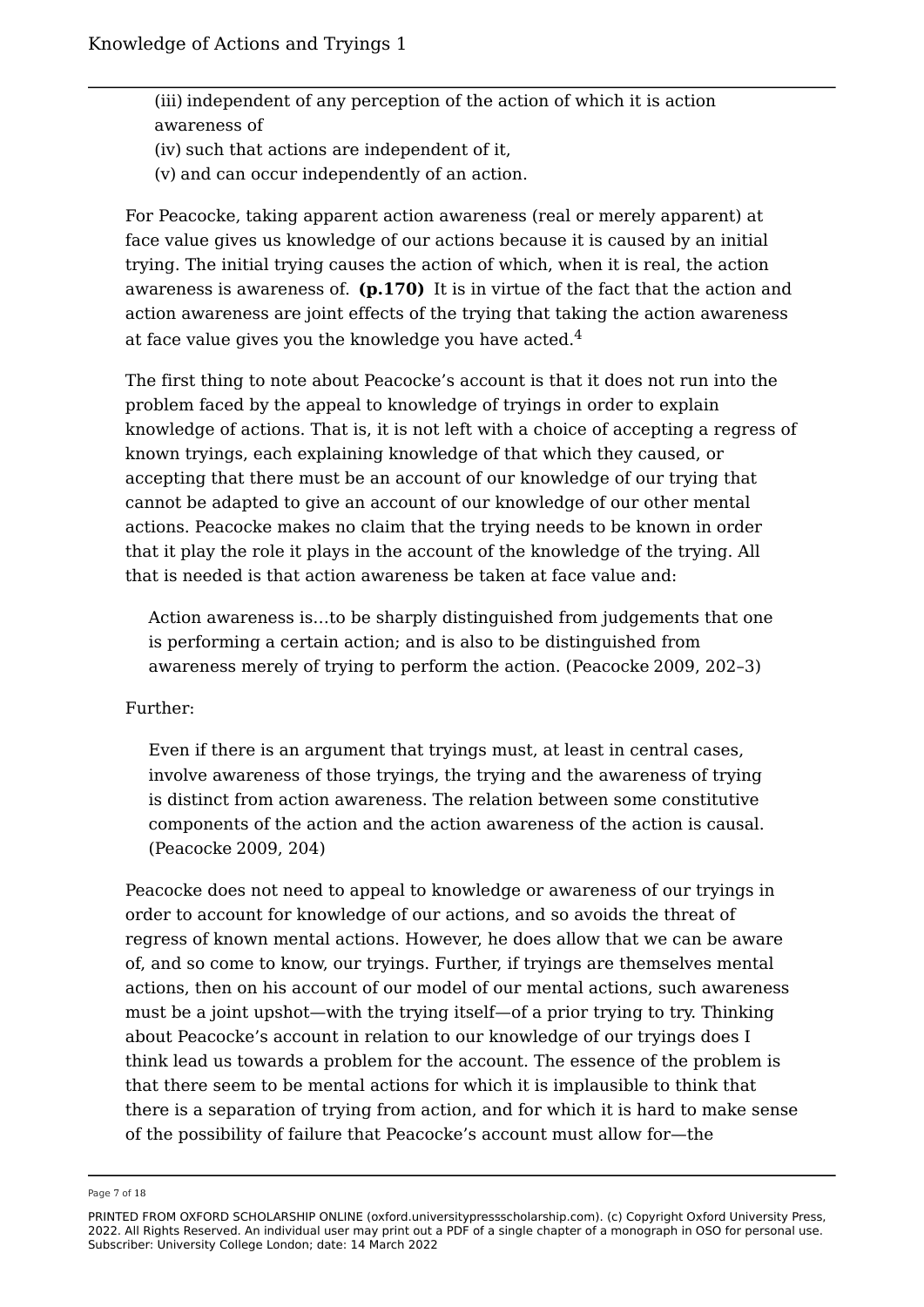(iii) independent of any perception of the action of which it is action awareness of
(iv) such that actions are independent of it,
(v) and can occur independently of an action.

For Peacocke, taking apparent action awareness (real or merely apparent) at face value gives us knowledge of our actions because it is caused by an initial trying. The initial trying causes the action of which, when it is real, the action awareness is awareness of. **(p.170)** It is in virtue of the fact that the action and action awareness are joint effects of the trying that taking the action awareness at face value gives you the knowledge you have acted.[4]

The first thing to note about Peacocke's account is that it does not run into the problem faced by the appeal to knowledge of tryings in order to explain knowledge of actions. That is, it is not left with a choice of accepting a regress of known tryings, each explaining knowledge of that which they caused, or accepting that there must be an account of our knowledge of our trying that cannot be adapted to give an account of our knowledge of our other mental actions. Peacocke makes no claim that the trying needs to be known in order that it play the role it plays in the account of the knowledge of the trying. All that is needed is that action awareness be taken at face value and:

> Action awareness is…to be sharply distinguished from judgements that one is performing a certain action; and is also to be distinguished from awareness merely of trying to perform the action. (Peacocke 2009, 202–3)

Further:

> Even if there is an argument that tryings must, at least in central cases, involve awareness of those tryings, the trying and the awareness of trying is distinct from action awareness. The relation between some constitutive components of the action and the action awareness of the action is causal. (Peacocke 2009, 204)

Peacocke does not need to appeal to knowledge or awareness of our tryings in order to account for knowledge of our actions, and so avoids the threat of regress of known mental actions. However, he does allow that we can be aware of, and so come to know, our tryings. Further, if tryings are themselves mental actions, then on his account of our model of our mental actions, such awareness must be a joint upshot—with the trying itself—of a prior trying to try. Thinking about Peacocke's account in relation to our knowledge of our tryings does I think lead us towards a problem for the account. The essence of the problem is that there seem to be mental actions for which it is implausible to think that there is a separation of trying from action, and for which it is hard to make sense of the possibility of failure that Peacocke's account must allow for—the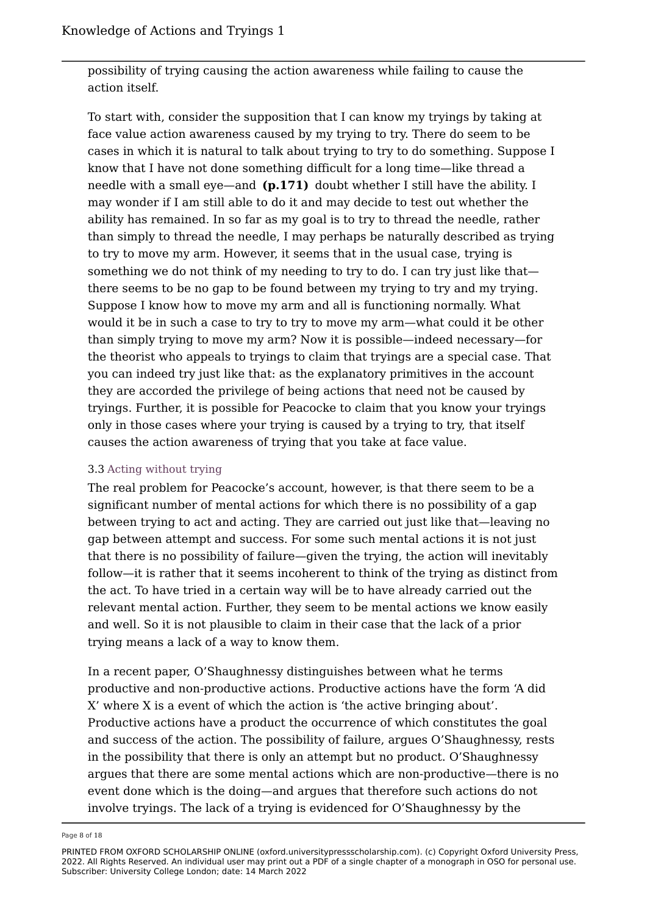possibility of trying causing the action awareness while failing to cause the action itself.

To start with, consider the supposition that I can know my tryings by taking at face value action awareness caused by my trying to try. There do seem to be cases in which it is natural to talk about trying to try to do something. Suppose I know that I have not done something difficult for a long time—like thread a needle with a small eye—and **(p.171)** doubt whether I still have the ability. I may wonder if I am still able to do it and may decide to test out whether the ability has remained. In so far as my goal is to try to thread the needle, rather than simply to thread the needle, I may perhaps be naturally described as trying to try to move my arm. However, it seems that in the usual case, trying is something we do not think of my needing to try to do. I can try just like that—there seems to be no gap to be found between my trying to try and my trying. Suppose I know how to move my arm and all is functioning normally. What would it be in such a case to try to try to move my arm—what could it be other than simply trying to move my arm? Now it is possible—indeed necessary—for the theorist who appeals to tryings to claim that tryings are a special case. That you can indeed try just like that: as the explanatory primitives in the account they are accorded the privilege of being actions that need not be caused by tryings. Further, it is possible for Peacocke to claim that you know your tryings only in those cases where your trying is caused by a trying to try, that itself causes the action awareness of trying that you take at face value.

### 3.3 Acting without trying

The real problem for Peacocke's account, however, is that there seem to be a significant number of mental actions for which there is no possibility of a gap between trying to act and acting. They are carried out just like that—leaving no gap between attempt and success. For some such mental actions it is not just that there is no possibility of failure—given the trying, the action will inevitably follow—it is rather that it seems incoherent to think of the trying as distinct from the act. To have tried in a certain way will be to have already carried out the relevant mental action. Further, they seem to be mental actions we know easily and well. So it is not plausible to claim in their case that the lack of a prior trying means a lack of a way to know them.

In a recent paper, O'Shaughnessy distinguishes between what he terms productive and non-productive actions. Productive actions have the form 'A did X' where X is a event of which the action is 'the active bringing about'. Productive actions have a product the occurrence of which constitutes the goal and success of the action. The possibility of failure, argues O'Shaughnessy, rests in the possibility that there is only an attempt but no product. O'Shaughnessy argues that there are some mental actions which are non-productive—there is no event done which is the doing—and argues that therefore such actions do not involve tryings. The lack of a trying is evidenced for O'Shaughnessy by the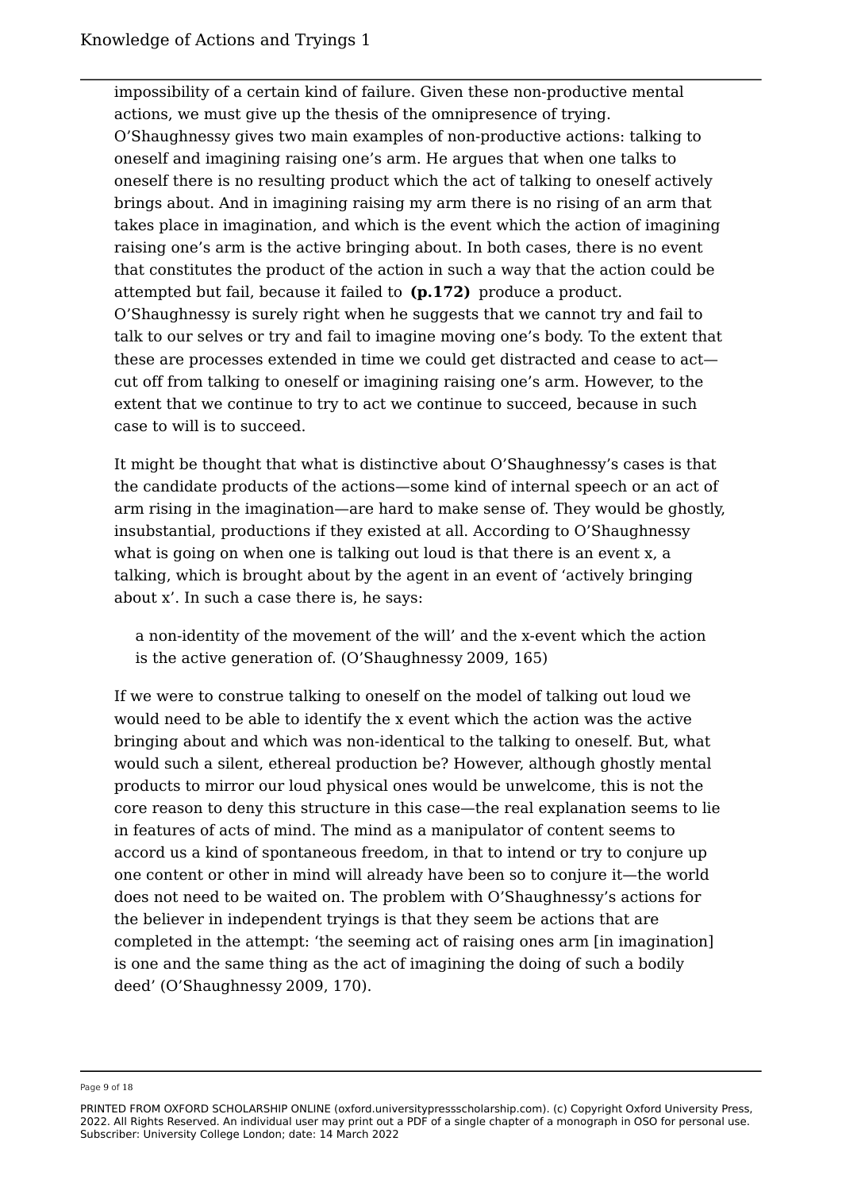impossibility of a certain kind of failure. Given these non-productive mental actions, we must give up the thesis of the omnipresence of trying. O'Shaughnessy gives two main examples of non-productive actions: talking to oneself and imagining raising one's arm. He argues that when one talks to oneself there is no resulting product which the act of talking to oneself actively brings about. And in imagining raising my arm there is no rising of an arm that takes place in imagination, and which is the event which the action of imagining raising one's arm is the active bringing about. In both cases, there is no event that constitutes the product of the action in such a way that the action could be attempted but fail, because it failed to **(p.172)** produce a product. O'Shaughnessy is surely right when he suggests that we cannot try and fail to talk to our selves or try and fail to imagine moving one's body. To the extent that these are processes extended in time we could get distracted and cease to act—cut off from talking to oneself or imagining raising one's arm. However, to the extent that we continue to try to act we continue to succeed, because in such case to will is to succeed.

It might be thought that what is distinctive about O'Shaughnessy's cases is that the candidate products of the actions—some kind of internal speech or an act of arm rising in the imagination—are hard to make sense of. They would be ghostly, insubstantial, productions if they existed at all. According to O'Shaughnessy what is going on when one is talking out loud is that there is an event x, a talking, which is brought about by the agent in an event of 'actively bringing about x'. In such a case there is, he says:

> a non-identity of the movement of the will' and the x-event which the action is the active generation of. (O'Shaughnessy 2009, 165)

If we were to construe talking to oneself on the model of talking out loud we would need to be able to identify the x event which the action was the active bringing about and which was non-identical to the talking to oneself. But, what would such a silent, ethereal production be? However, although ghostly mental products to mirror our loud physical ones would be unwelcome, this is not the core reason to deny this structure in this case—the real explanation seems to lie in features of acts of mind. The mind as a manipulator of content seems to accord us a kind of spontaneous freedom, in that to intend or try to conjure up one content or other in mind will already have been so to conjure it—the world does not need to be waited on. The problem with O'Shaughnessy's actions for the believer in independent tryings is that they seem be actions that are completed in the attempt: 'the seeming act of raising ones arm [in imagination] is one and the same thing as the act of imagining the doing of such a bodily deed' (O'Shaughnessy 2009, 170).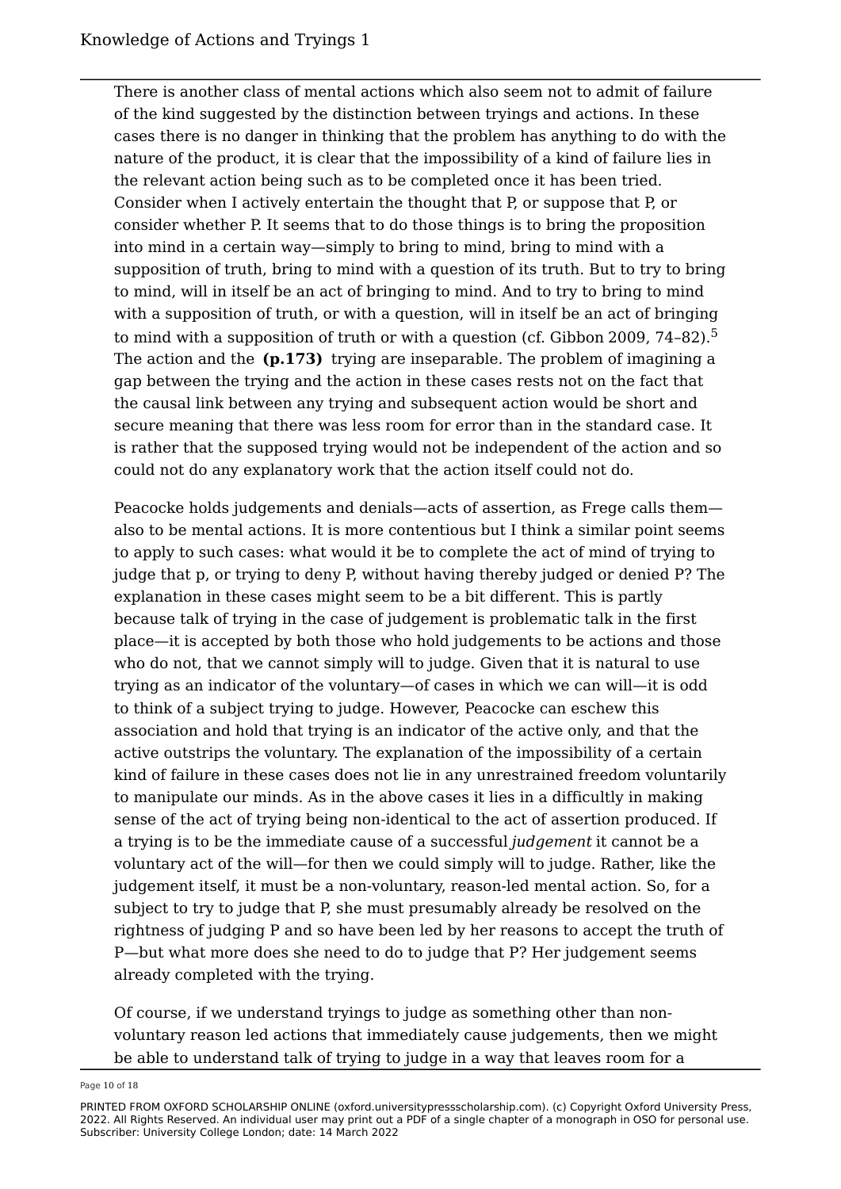There is another class of mental actions which also seem not to admit of failure of the kind suggested by the distinction between tryings and actions. In these cases there is no danger in thinking that the problem has anything to do with the nature of the product, it is clear that the impossibility of a kind of failure lies in the relevant action being such as to be completed once it has been tried. Consider when I actively entertain the thought that P, or suppose that P, or consider whether P. It seems that to do those things is to bring the proposition into mind in a certain way—simply to bring to mind, bring to mind with a supposition of truth, bring to mind with a question of its truth. But to try to bring to mind, will in itself be an act of bringing to mind. And to try to bring to mind with a supposition of truth, or with a question, will in itself be an act of bringing to mind with a supposition of truth or with a question (cf. Gibbon 2009, 74–82).[5] The action and the **(p.173)** trying are inseparable. The problem of imagining a gap between the trying and the action in these cases rests not on the fact that the causal link between any trying and subsequent action would be short and secure meaning that there was less room for error than in the standard case. It is rather that the supposed trying would not be independent of the action and so could not do any explanatory work that the action itself could not do.

Peacocke holds judgements and denials—acts of assertion, as Frege calls them—also to be mental actions. It is more contentious but I think a similar point seems to apply to such cases: what would it be to complete the act of mind of trying to judge that p, or trying to deny P, without having thereby judged or denied P? The explanation in these cases might seem to be a bit different. This is partly because talk of trying in the case of judgement is problematic talk in the first place—it is accepted by both those who hold judgements to be actions and those who do not, that we cannot simply will to judge. Given that it is natural to use trying as an indicator of the voluntary—of cases in which we can will—it is odd to think of a subject trying to judge. However, Peacocke can eschew this association and hold that trying is an indicator of the active only, and that the active outstrips the voluntary. The explanation of the impossibility of a certain kind of failure in these cases does not lie in any unrestrained freedom voluntarily to manipulate our minds. As in the above cases it lies in a difficultly in making sense of the act of trying being non-identical to the act of assertion produced. If a trying is to be the immediate cause of a successful *judgement* it cannot be a voluntary act of the will—for then we could simply will to judge. Rather, like the judgement itself, it must be a non-voluntary, reason-led mental action. So, for a subject to try to judge that P, she must presumably already be resolved on the rightness of judging P and so have been led by her reasons to accept the truth of P—but what more does she need to do to judge that P? Her judgement seems already completed with the trying.

Of course, if we understand tryings to judge as something other than non-voluntary reason led actions that immediately cause judgements, then we might be able to understand talk of trying to judge in a way that leaves room for a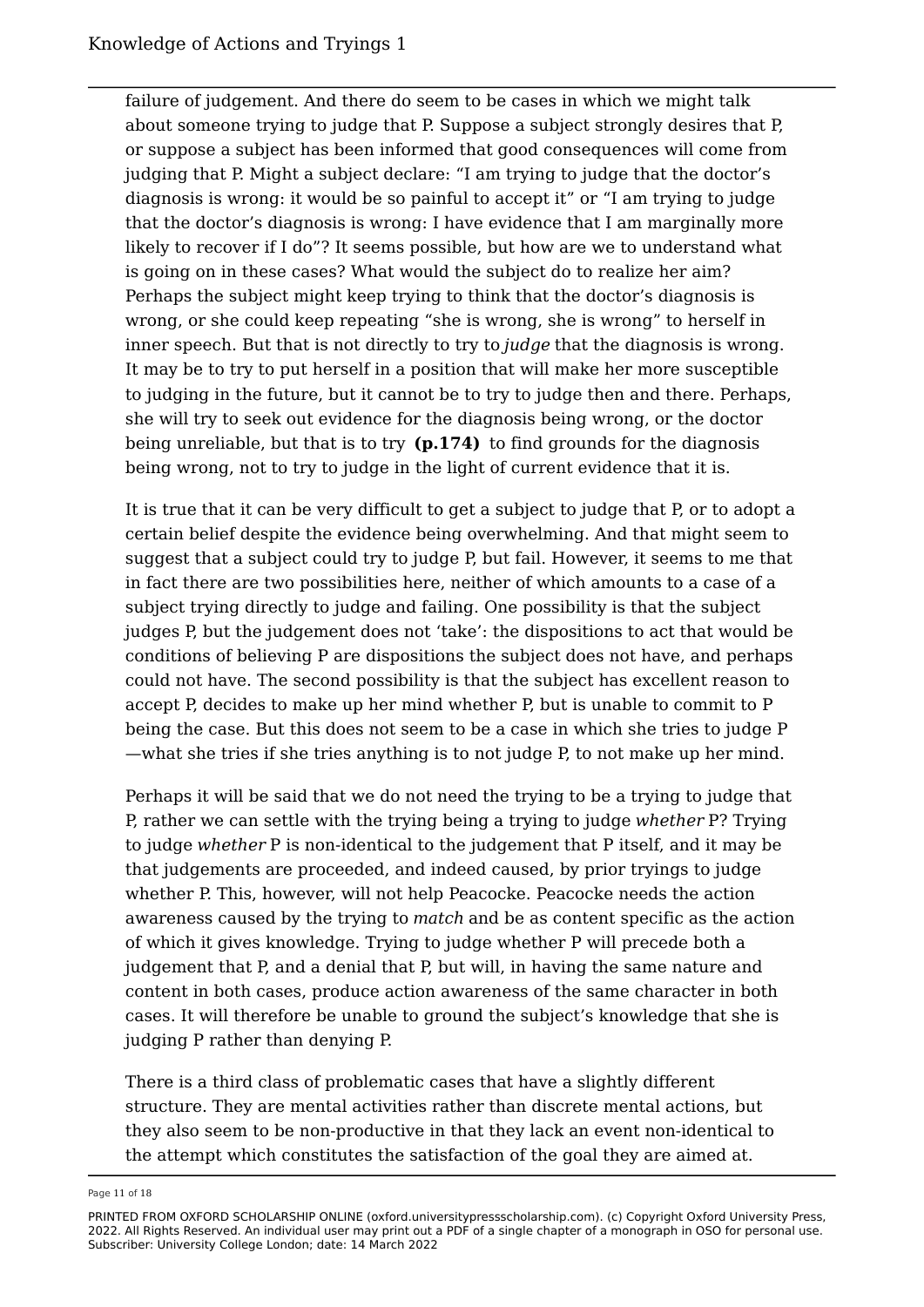failure of judgement. And there do seem to be cases in which we might talk about someone trying to judge that P. Suppose a subject strongly desires that P, or suppose a subject has been informed that good consequences will come from judging that P. Might a subject declare: “I am trying to judge that the doctor’s diagnosis is wrong: it would be so painful to accept it” or “I am trying to judge that the doctor’s diagnosis is wrong: I have evidence that I am marginally more likely to recover if I do”? It seems possible, but how are we to understand what is going on in these cases? What would the subject do to realize her aim? Perhaps the subject might keep trying to think that the doctor’s diagnosis is wrong, or she could keep repeating “she is wrong, she is wrong” to herself in inner speech. But that is not directly to try to *judge* that the diagnosis is wrong. It may be to try to put herself in a position that will make her more susceptible to judging in the future, but it cannot be to try to judge then and there. Perhaps, she will try to seek out evidence for the diagnosis being wrong, or the doctor being unreliable, but that is to try **(p.174)** to find grounds for the diagnosis being wrong, not to try to judge in the light of current evidence that it is.

It is true that it can be very difficult to get a subject to judge that P, or to adopt a certain belief despite the evidence being overwhelming. And that might seem to suggest that a subject could try to judge P, but fail. However, it seems to me that in fact there are two possibilities here, neither of which amounts to a case of a subject trying directly to judge and failing. One possibility is that the subject judges P, but the judgement does not ‘take’: the dispositions to act that would be conditions of believing P are dispositions the subject does not have, and perhaps could not have. The second possibility is that the subject has excellent reason to accept P, decides to make up her mind whether P, but is unable to commit to P being the case. But this does not seem to be a case in which she tries to judge P—what she tries if she tries anything is to not judge P, to not make up her mind.

Perhaps it will be said that we do not need the trying to be a trying to judge that P, rather we can settle with the trying being a trying to judge *whether* P? Trying to judge *whether* P is non-identical to the judgement that P itself, and it may be that judgements are proceeded, and indeed caused, by prior tryings to judge whether P. This, however, will not help Peacocke. Peacocke needs the action awareness caused by the trying to *match* and be as content specific as the action of which it gives knowledge. Trying to judge whether P will precede both a judgement that P, and a denial that P, but will, in having the same nature and content in both cases, produce action awareness of the same character in both cases. It will therefore be unable to ground the subject’s knowledge that she is judging P rather than denying P.

There is a third class of problematic cases that have a slightly different structure. They are mental activities rather than discrete mental actions, but they also seem to be non-productive in that they lack an event non-identical to the attempt which constitutes the satisfaction of the goal they are aimed at.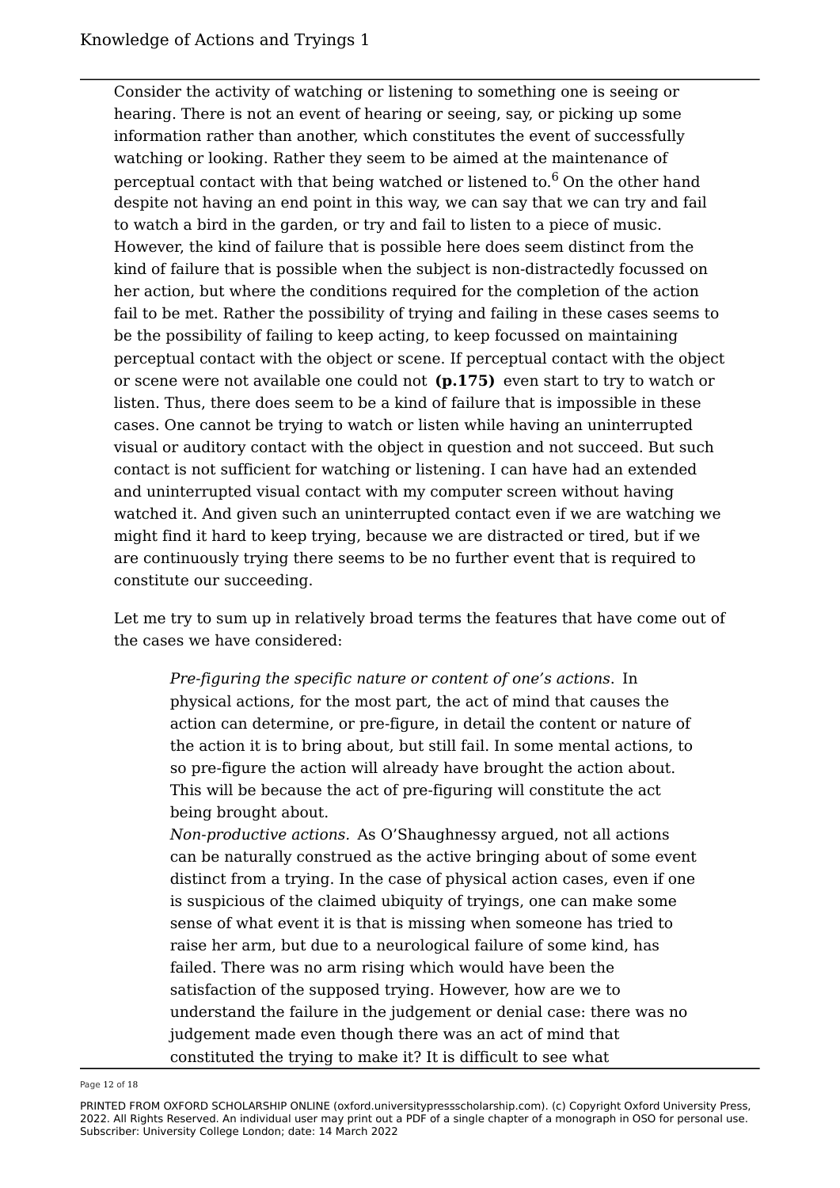Consider the activity of watching or listening to something one is seeing or hearing. There is not an event of hearing or seeing, say, or picking up some information rather than another, which constitutes the event of successfully watching or looking. Rather they seem to be aimed at the maintenance of perceptual contact with that being watched or listened to.[6] On the other hand despite not having an end point in this way, we can say that we can try and fail to watch a bird in the garden, or try and fail to listen to a piece of music. However, the kind of failure that is possible here does seem distinct from the kind of failure that is possible when the subject is non-distractedly focussed on her action, but where the conditions required for the completion of the action fail to be met. Rather the possibility of trying and failing in these cases seems to be the possibility of failing to keep acting, to keep focussed on maintaining perceptual contact with the object or scene. If perceptual contact with the object or scene were not available one could not **(p.175)** even start to try to watch or listen. Thus, there does seem to be a kind of failure that is impossible in these cases. One cannot be trying to watch or listen while having an uninterrupted visual or auditory contact with the object in question and not succeed. But such contact is not sufficient for watching or listening. I can have had an extended and uninterrupted visual contact with my computer screen without having watched it. And given such an uninterrupted contact even if we are watching we might find it hard to keep trying, because we are distracted or tired, but if we are continuously trying there seems to be no further event that is required to constitute our succeeding.

Let me try to sum up in relatively broad terms the features that have come out of the cases we have considered:

*Pre-figuring the specific nature or content of one's actions.* In physical actions, for the most part, the act of mind that causes the action can determine, or pre-figure, in detail the content or nature of the action it is to bring about, but still fail. In some mental actions, to so pre-figure the action will already have brought the action about. This will be because the act of pre-figuring will constitute the act being brought about.

*Non-productive actions.* As O'Shaughnessy argued, not all actions can be naturally construed as the active bringing about of some event distinct from a trying. In the case of physical action cases, even if one is suspicious of the claimed ubiquity of tryings, one can make some sense of what event it is that is missing when someone has tried to raise her arm, but due to a neurological failure of some kind, has failed. There was no arm rising which would have been the satisfaction of the supposed trying. However, how are we to understand the failure in the judgement or denial case: there was no judgement made even though there was an act of mind that constituted the trying to make it? It is difficult to see what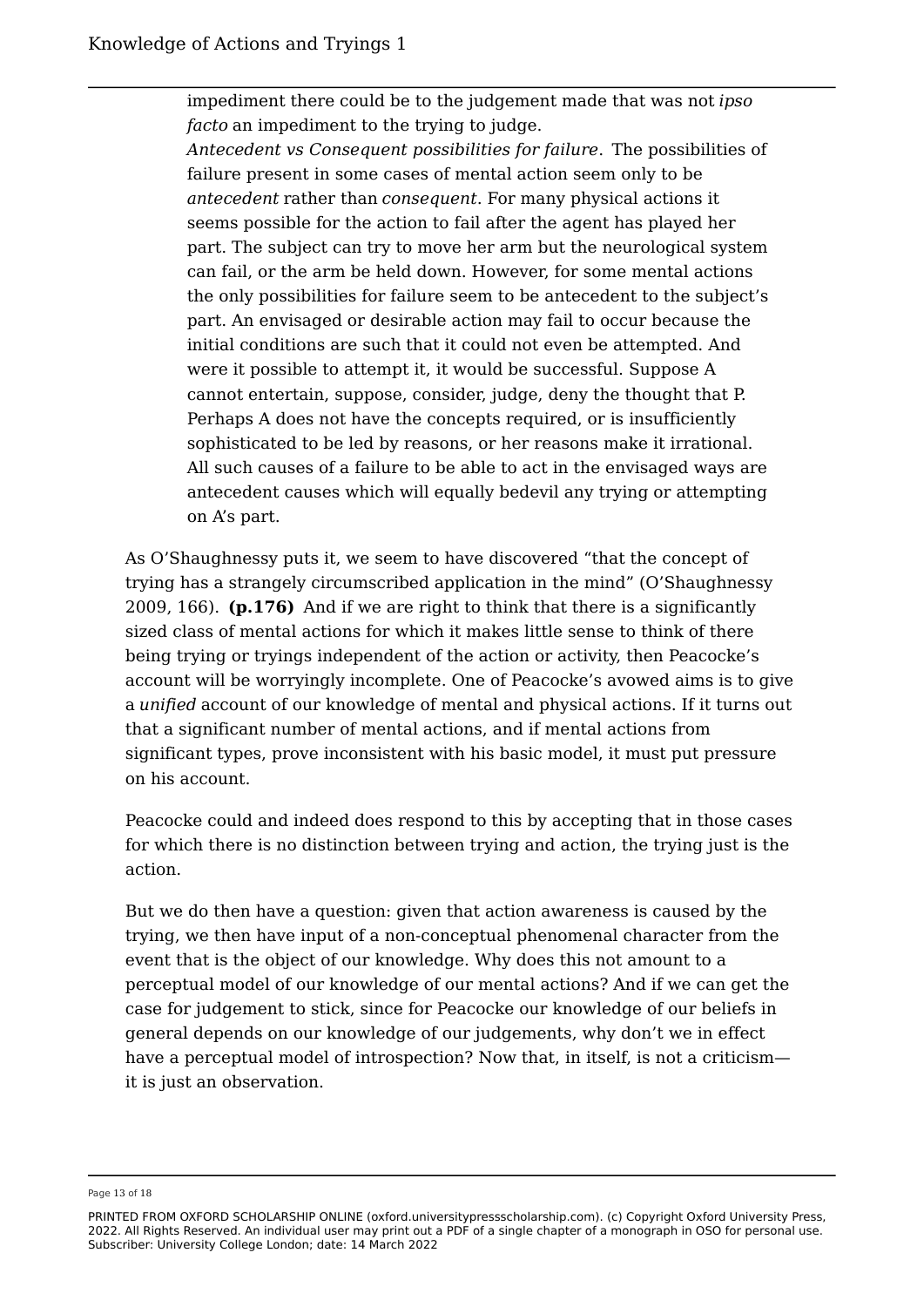> impediment there could be to the judgement made that was not *ipso facto* an impediment to the trying to judge.
>
> *Antecedent vs Consequent possibilities for failure*. The possibilities of failure present in some cases of mental action seem only to be *antecedent* rather than *consequent*. For many physical actions it seems possible for the action to fail after the agent has played her part. The subject can try to move her arm but the neurological system can fail, or the arm be held down. However, for some mental actions the only possibilities for failure seem to be antecedent to the subject's part. An envisaged or desirable action may fail to occur because the initial conditions are such that it could not even be attempted. And were it possible to attempt it, it would be successful. Suppose A cannot entertain, suppose, consider, judge, deny the thought that P. Perhaps A does not have the concepts required, or is insufficiently sophisticated to be led by reasons, or her reasons make it irrational. All such causes of a failure to be able to act in the envisaged ways are antecedent causes which will equally bedevil any trying or attempting on A's part.

As O'Shaughnessy puts it, we seem to have discovered "that the concept of trying has a strangely circumscribed application in the mind" (O'Shaughnessy 2009, 166). **(p.176)** And if we are right to think that there is a significantly sized class of mental actions for which it makes little sense to think of there being trying or tryings independent of the action or activity, then Peacocke's account will be worryingly incomplete. One of Peacocke's avowed aims is to give a *unified* account of our knowledge of mental and physical actions. If it turns out that a significant number of mental actions, and if mental actions from significant types, prove inconsistent with his basic model, it must put pressure on his account.

Peacocke could and indeed does respond to this by accepting that in those cases for which there is no distinction between trying and action, the trying just is the action.

But we do then have a question: given that action awareness is caused by the trying, we then have input of a non-conceptual phenomenal character from the event that is the object of our knowledge. Why does this not amount to a perceptual model of our knowledge of our mental actions? And if we can get the case for judgement to stick, since for Peacocke our knowledge of our beliefs in general depends on our knowledge of our judgements, why don't we in effect have a perceptual model of introspection? Now that, in itself, is not a criticism—it is just an observation.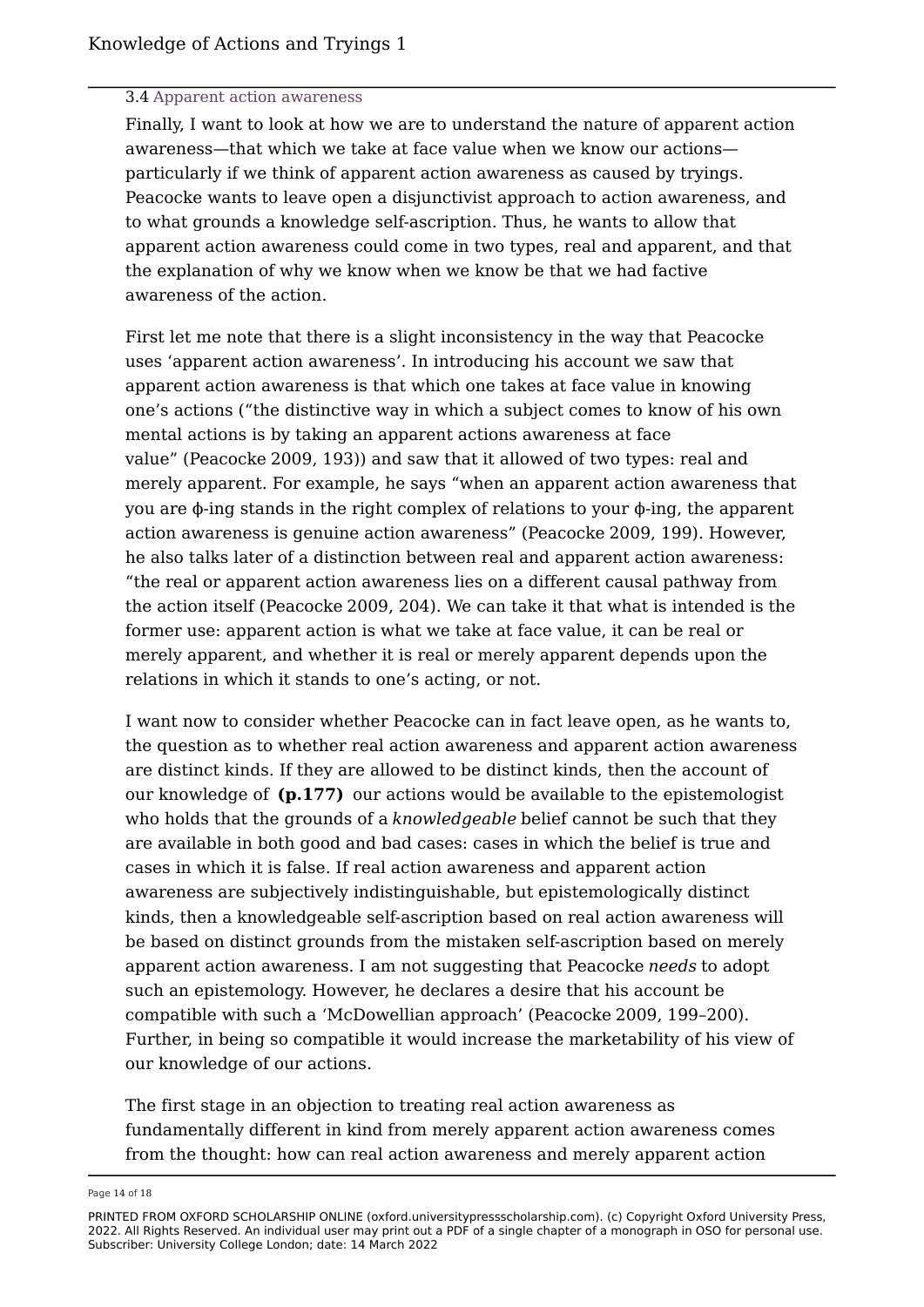### 3.4 Apparent action awareness

Finally, I want to look at how we are to understand the nature of apparent action awareness—that which we take at face value when we know our actions—particularly if we think of apparent action awareness as caused by tryings. Peacocke wants to leave open a disjunctivist approach to action awareness, and to what grounds a knowledge self-ascription. Thus, he wants to allow that apparent action awareness could come in two types, real and apparent, and that the explanation of why we know when we know be that we had factive awareness of the action.

First let me note that there is a slight inconsistency in the way that Peacocke uses 'apparent action awareness'. In introducing his account we saw that apparent action awareness is that which one takes at face value in knowing one's actions ("the distinctive way in which a subject comes to know of his own mental actions is by taking an apparent actions awareness at face value" (Peacocke 2009, 193)) and saw that it allowed of two types: real and merely apparent. For example, he says "when an apparent action awareness that you are ϕ-ing stands in the right complex of relations to your ϕ-ing, the apparent action awareness is genuine action awareness" (Peacocke 2009, 199). However, he also talks later of a distinction between real and apparent action awareness: "the real or apparent action awareness lies on a different causal pathway from the action itself (Peacocke 2009, 204). We can take it that what is intended is the former use: apparent action is what we take at face value, it can be real or merely apparent, and whether it is real or merely apparent depends upon the relations in which it stands to one's acting, or not.

I want now to consider whether Peacocke can in fact leave open, as he wants to, the question as to whether real action awareness and apparent action awareness are distinct kinds. If they are allowed to be distinct kinds, then the account of our knowledge of **(p.177)** our actions would be available to the epistemologist who holds that the grounds of a *knowledgeable* belief cannot be such that they are available in both good and bad cases: cases in which the belief is true and cases in which it is false. If real action awareness and apparent action awareness are subjectively indistinguishable, but epistemologically distinct kinds, then a knowledgeable self-ascription based on real action awareness will be based on distinct grounds from the mistaken self-ascription based on merely apparent action awareness. I am not suggesting that Peacocke *needs* to adopt such an epistemology. However, he declares a desire that his account be compatible with such a 'McDowellian approach' (Peacocke 2009, 199–200). Further, in being so compatible it would increase the marketability of his view of our knowledge of our actions.

The first stage in an objection to treating real action awareness as fundamentally different in kind from merely apparent action awareness comes from the thought: how can real action awareness and merely apparent action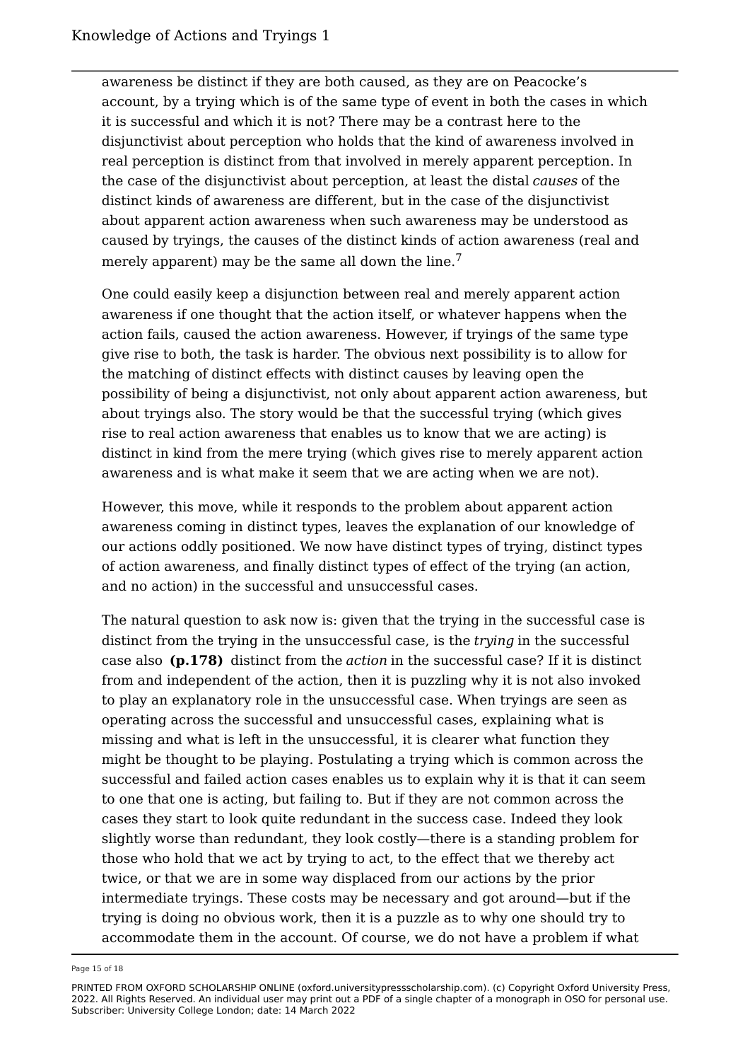awareness be distinct if they are both caused, as they are on Peacocke's account, by a trying which is of the same type of event in both the cases in which it is successful and which it is not? There may be a contrast here to the disjunctivist about perception who holds that the kind of awareness involved in real perception is distinct from that involved in merely apparent perception. In the case of the disjunctivist about perception, at least the distal *causes* of the distinct kinds of awareness are different, but in the case of the disjunctivist about apparent action awareness when such awareness may be understood as caused by tryings, the causes of the distinct kinds of action awareness (real and merely apparent) may be the same all down the line.[7]

One could easily keep a disjunction between real and merely apparent action awareness if one thought that the action itself, or whatever happens when the action fails, caused the action awareness. However, if tryings of the same type give rise to both, the task is harder. The obvious next possibility is to allow for the matching of distinct effects with distinct causes by leaving open the possibility of being a disjunctivist, not only about apparent action awareness, but about tryings also. The story would be that the successful trying (which gives rise to real action awareness that enables us to know that we are acting) is distinct in kind from the mere trying (which gives rise to merely apparent action awareness and is what make it seem that we are acting when we are not).

However, this move, while it responds to the problem about apparent action awareness coming in distinct types, leaves the explanation of our knowledge of our actions oddly positioned. We now have distinct types of trying, distinct types of action awareness, and finally distinct types of effect of the trying (an action, and no action) in the successful and unsuccessful cases.

The natural question to ask now is: given that the trying in the successful case is distinct from the trying in the unsuccessful case, is the *trying* in the successful case also **(p.178)** distinct from the *action* in the successful case? If it is distinct from and independent of the action, then it is puzzling why it is not also invoked to play an explanatory role in the unsuccessful case. When tryings are seen as operating across the successful and unsuccessful cases, explaining what is missing and what is left in the unsuccessful, it is clearer what function they might be thought to be playing. Postulating a trying which is common across the successful and failed action cases enables us to explain why it is that it can seem to one that one is acting, but failing to. But if they are not common across the cases they start to look quite redundant in the success case. Indeed they look slightly worse than redundant, they look costly—there is a standing problem for those who hold that we act by trying to act, to the effect that we thereby act twice, or that we are in some way displaced from our actions by the prior intermediate tryings. These costs may be necessary and got around—but if the trying is doing no obvious work, then it is a puzzle as to why one should try to accommodate them in the account. Of course, we do not have a problem if what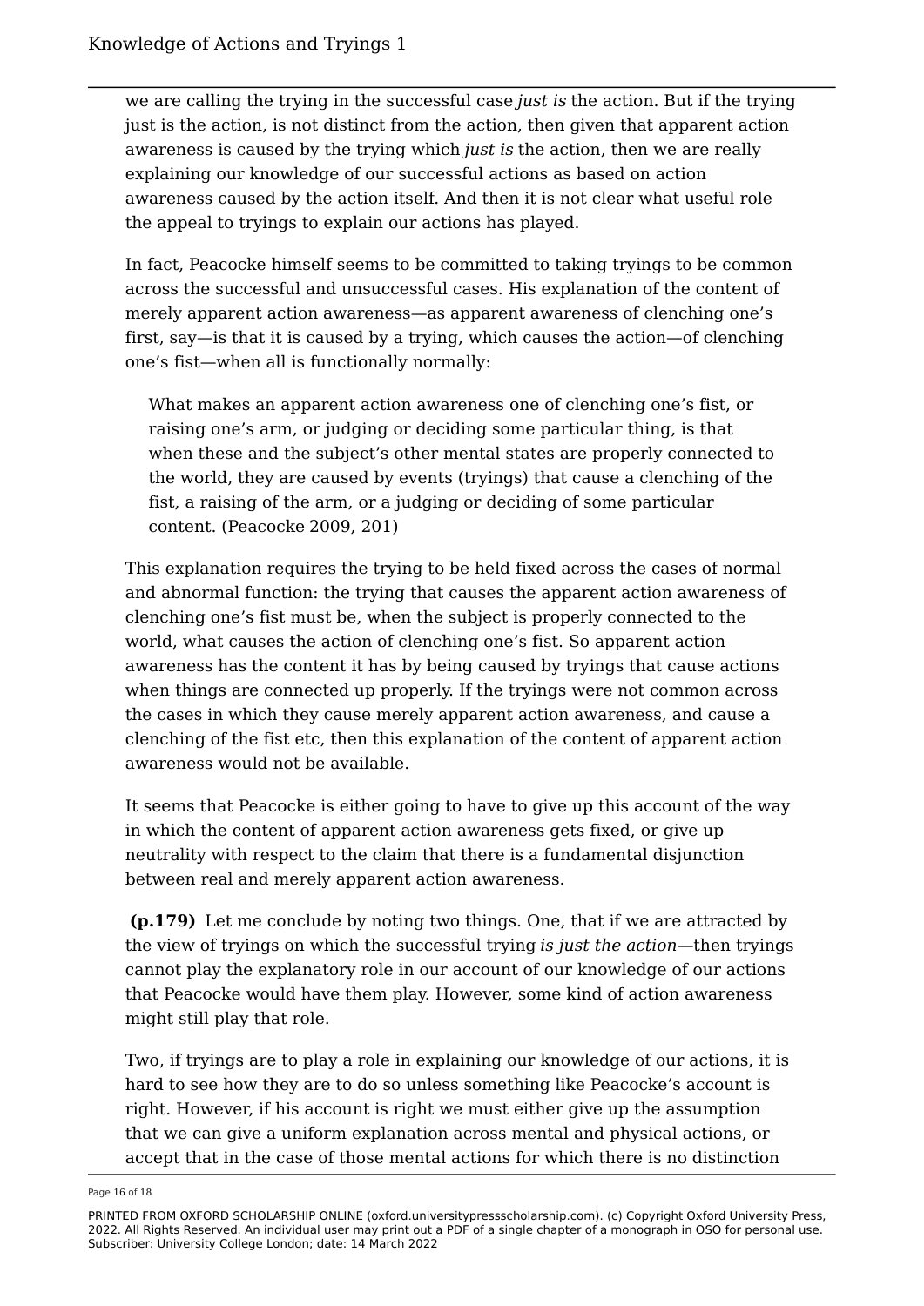we are calling the trying in the successful case *just is* the action. But if the trying just is the action, is not distinct from the action, then given that apparent action awareness is caused by the trying which *just is* the action, then we are really explaining our knowledge of our successful actions as based on action awareness caused by the action itself. And then it is not clear what useful role the appeal to tryings to explain our actions has played.

In fact, Peacocke himself seems to be committed to taking tryings to be common across the successful and unsuccessful cases. His explanation of the content of merely apparent action awareness—as apparent awareness of clenching one's first, say—is that it is caused by a trying, which causes the action—of clenching one's fist—when all is functionally normally:

> What makes an apparent action awareness one of clenching one's fist, or raising one's arm, or judging or deciding some particular thing, is that when these and the subject's other mental states are properly connected to the world, they are caused by events (tryings) that cause a clenching of the fist, a raising of the arm, or a judging or deciding of some particular content. (Peacocke 2009, 201)

This explanation requires the trying to be held fixed across the cases of normal and abnormal function: the trying that causes the apparent action awareness of clenching one's fist must be, when the subject is properly connected to the world, what causes the action of clenching one's fist. So apparent action awareness has the content it has by being caused by tryings that cause actions when things are connected up properly. If the tryings were not common across the cases in which they cause merely apparent action awareness, and cause a clenching of the fist etc, then this explanation of the content of apparent action awareness would not be available.

It seems that Peacocke is either going to have to give up this account of the way in which the content of apparent action awareness gets fixed, or give up neutrality with respect to the claim that there is a fundamental disjunction between real and merely apparent action awareness.

**(p.179)** Let me conclude by noting two things. One, that if we are attracted by the view of tryings on which the successful trying *is just the action*—then tryings cannot play the explanatory role in our account of our knowledge of our actions that Peacocke would have them play. However, some kind of action awareness might still play that role.

Two, if tryings are to play a role in explaining our knowledge of our actions, it is hard to see how they are to do so unless something like Peacocke's account is right. However, if his account is right we must either give up the assumption that we can give a uniform explanation across mental and physical actions, or accept that in the case of those mental actions for which there is no distinction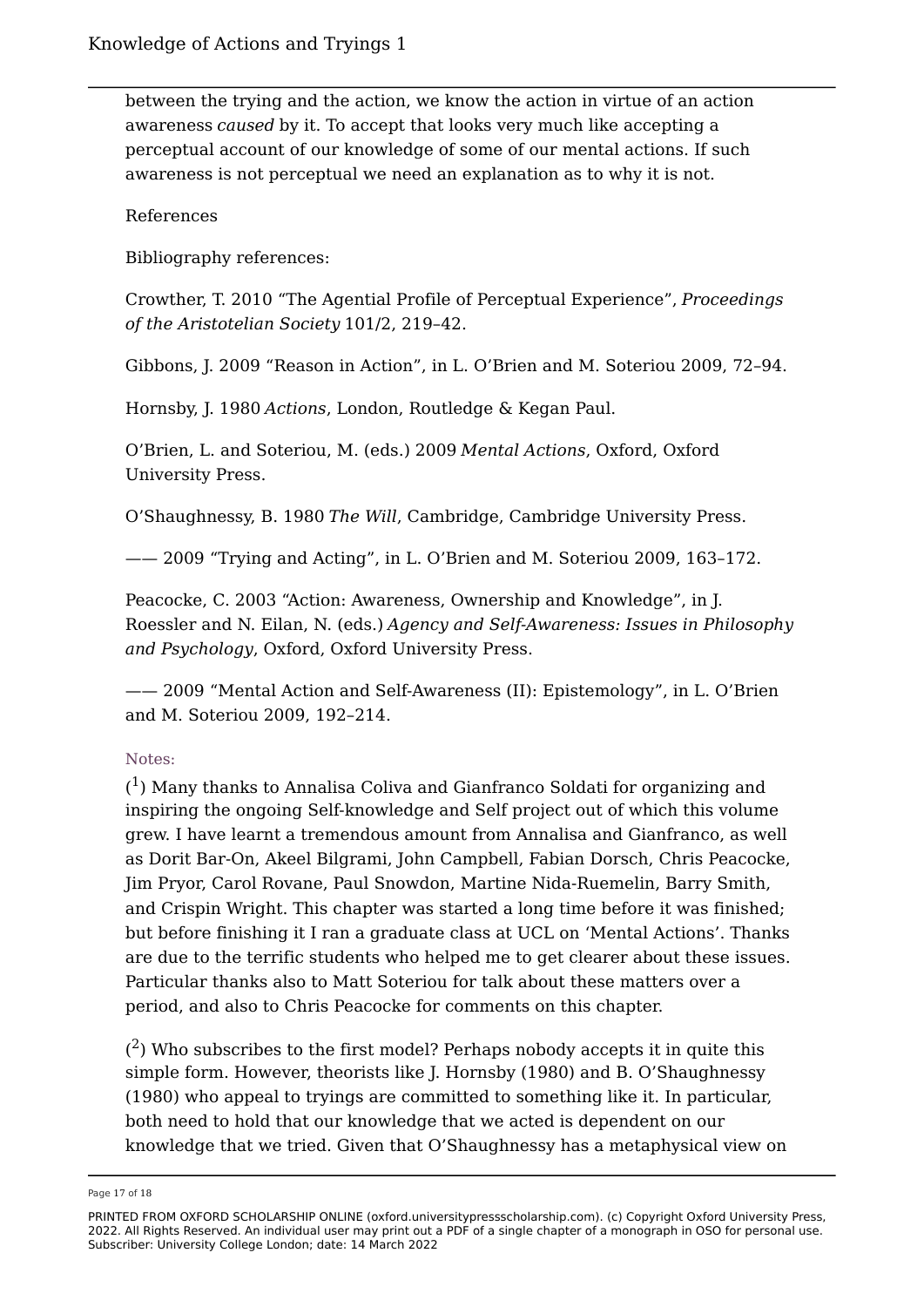between the trying and the action, we know the action in virtue of an action awareness *caused* by it. To accept that looks very much like accepting a perceptual account of our knowledge of some of our mental actions. If such awareness is not perceptual we need an explanation as to why it is not.

References

Bibliography references:

Crowther, T. 2010 "The Agential Profile of Perceptual Experience", *Proceedings of the Aristotelian Society* 101/2, 219–42.

Gibbons, J. 2009 "Reason in Action", in L. O'Brien and M. Soteriou 2009, 72–94.

Hornsby, J. 1980 *Actions*, London, Routledge & Kegan Paul.

O'Brien, L. and Soteriou, M. (eds.) 2009 *Mental Actions*, Oxford, Oxford University Press.

O'Shaughnessy, B. 1980 *The Will*, Cambridge, Cambridge University Press.

—— 2009 "Trying and Acting", in L. O'Brien and M. Soteriou 2009, 163–172.

Peacocke, C. 2003 "Action: Awareness, Ownership and Knowledge", in J. Roessler and N. Eilan, N. (eds.) *Agency and Self-Awareness: Issues in Philosophy and Psychology*, Oxford, Oxford University Press.

—— 2009 "Mental Action and Self-Awareness (II): Epistemology", in L. O'Brien and M. Soteriou 2009, 192–214.

Notes:

([1]) Many thanks to Annalisa Coliva and Gianfranco Soldati for organizing and inspiring the ongoing Self-knowledge and Self project out of which this volume grew. I have learnt a tremendous amount from Annalisa and Gianfranco, as well as Dorit Bar-On, Akeel Bilgrami, John Campbell, Fabian Dorsch, Chris Peacocke, Jim Pryor, Carol Rovane, Paul Snowdon, Martine Nida-Ruemelin, Barry Smith, and Crispin Wright. This chapter was started a long time before it was finished; but before finishing it I ran a graduate class at UCL on 'Mental Actions'. Thanks are due to the terrific students who helped me to get clearer about these issues. Particular thanks also to Matt Soteriou for talk about these matters over a period, and also to Chris Peacocke for comments on this chapter.

([2]) Who subscribes to the first model? Perhaps nobody accepts it in quite this simple form. However, theorists like J. Hornsby (1980) and B. O'Shaughnessy (1980) who appeal to tryings are committed to something like it. In particular, both need to hold that our knowledge that we acted is dependent on our knowledge that we tried. Given that O'Shaughnessy has a metaphysical view on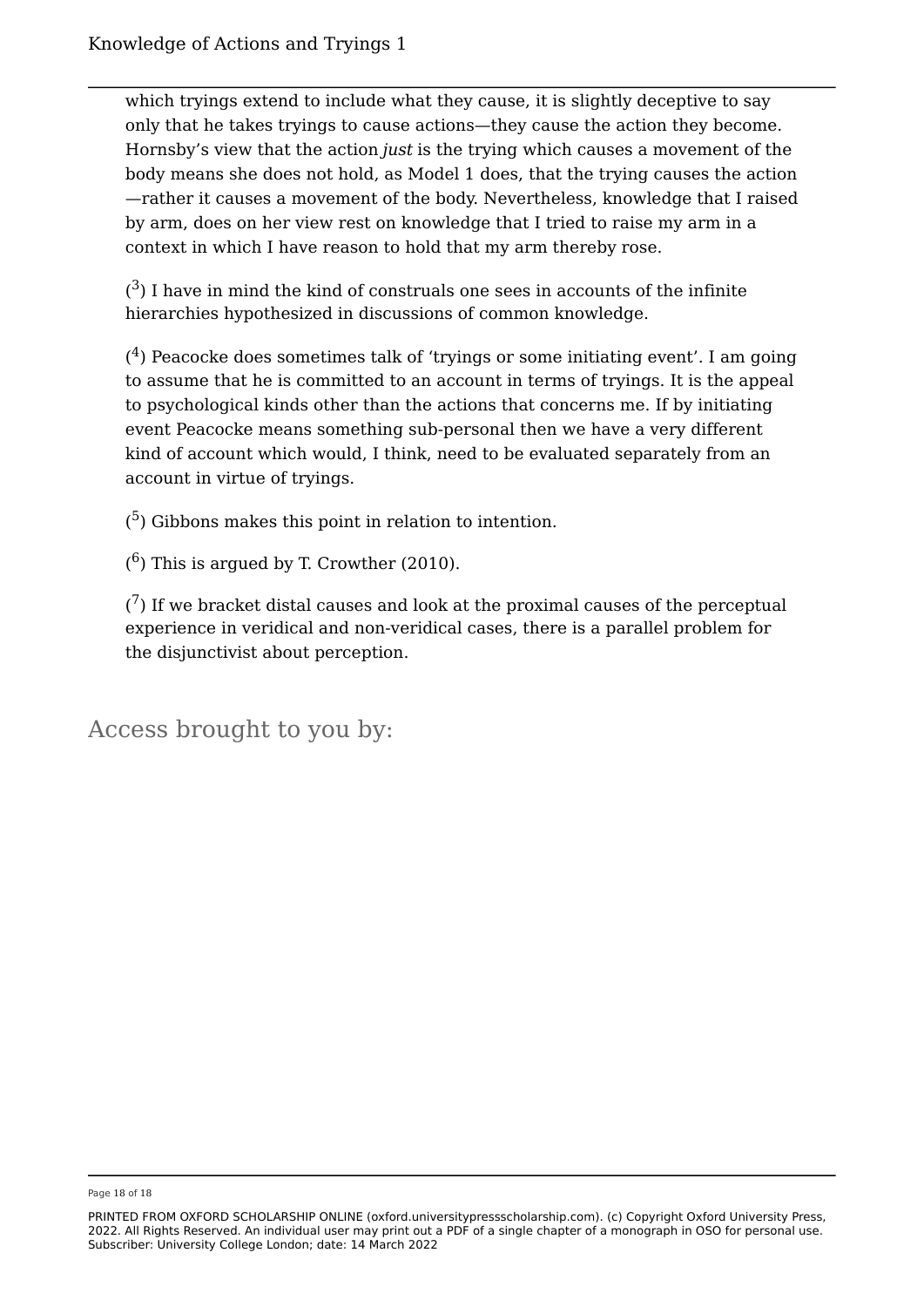which tryings extend to include what they cause, it is slightly deceptive to say only that he takes tryings to cause actions—they cause the action they become. Hornsby's view that the action *just* is the trying which causes a movement of the body means she does not hold, as Model 1 does, that the trying causes the action —rather it causes a movement of the body. Nevertheless, knowledge that I raised by arm, does on her view rest on knowledge that I tried to raise my arm in a context in which I have reason to hold that my arm thereby rose.

([3]) I have in mind the kind of construals one sees in accounts of the infinite hierarchies hypothesized in discussions of common knowledge.

([4]) Peacocke does sometimes talk of 'tryings or some initiating event'. I am going to assume that he is committed to an account in terms of tryings. It is the appeal to psychological kinds other than the actions that concerns me. If by initiating event Peacocke means something sub-personal then we have a very different kind of account which would, I think, need to be evaluated separately from an account in virtue of tryings.

([5]) Gibbons makes this point in relation to intention.

([6]) This is argued by T. Crowther (2010).

([7]) If we bracket distal causes and look at the proximal causes of the perceptual experience in veridical and non-veridical cases, there is a parallel problem for the disjunctivist about perception.

Access brought to you by: